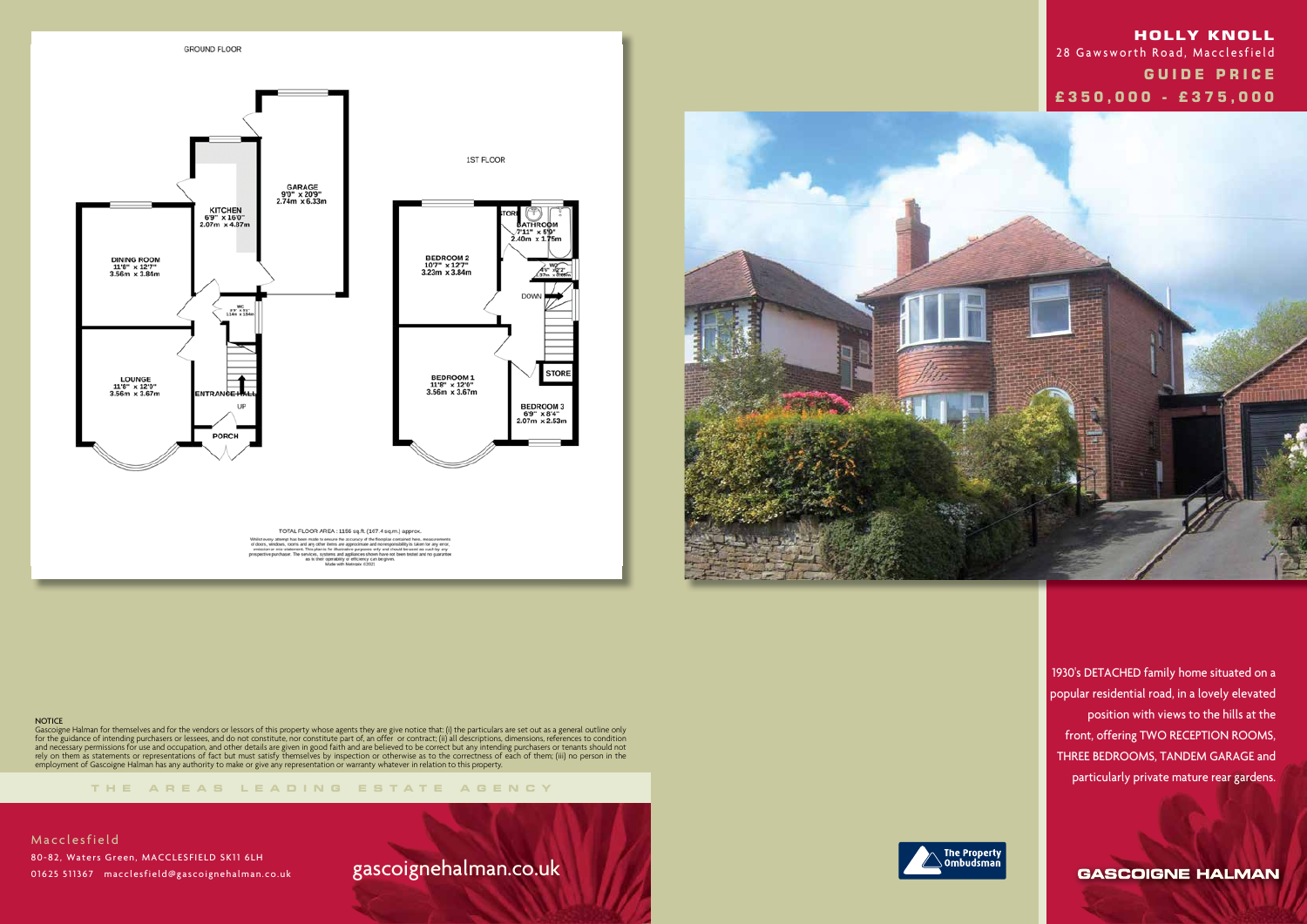# HOLLY KNOLL

28 Gawsworth Road, Macclesfield

## GUIDE PRICE

## £350,000 - £375,000

GROUND FLOOR

- GARAGE 9'0" x 20'9" 2.74m x 6.33m
- KITCHEN 6'9" x 16'0" 2.07m x 4.87m
- DINING ROOM 11'8" x 12'7" 3.56m x 3.84m
- WC
- LOUNGE 11'8" x 12'0" 3.56m x 3.67m
- ENTRANCE HALL
- PORCH

1ST FLOOR

- BEDROOM 2 10'7" x 12'7" 3.23m x 3.84m
- BATHROOM 7'11" x 5'9" 2.40m x 1.75m
- WC
- STORE
- BEDROOM 1 11'8" x 12'0" 3.56m x 3.67m
- BEDROOM 3 6'9" x 8'4" 2.07m x 2.53m

TOTAL FLOOR AREA : 1156 sq.ft. (107.4 sq.m.) approx.

1930's DETACHED family home situated on a popular residential road, in a lovely elevated position with views to the hills at the front, offering TWO RECEPTION ROOMS, THREE BEDROOMS, TANDEM GARAGE and particularly private mature rear gardens.

**NOTICE**

Gascoigne Halman for themselves and for the vendors or lessors of this property whose agents they are give notice that: (i) the particulars are set out as a general outline only for the guidance of intending purchasers or lessees, and do not constitute, nor constitute part of, an offer or contract; (ii) all descriptions, dimensions, references to condition and necessary permissions for use and occupation, and other details are given in good faith and are believed to be correct but any intending purchasers or tenants should not rely on them as statements or representations of fact but must satisfy themselves by inspection or otherwise as to the correctness of each of them; (iii) no person in the employment of Gascoigne Halman has any authority to make or give any representation or warranty whatever in relation to this property.

THE AREAS LEADING ESTATE AGENCY

**Macclesfield**

80-82, Waters Green, MACCLESFIELD SK11 6LH

01625 511367 macclesfield@gascoignehalman.co.uk

gascoignehalman.co.uk

The Property Ombudsman

GASCOIGNE HALMAN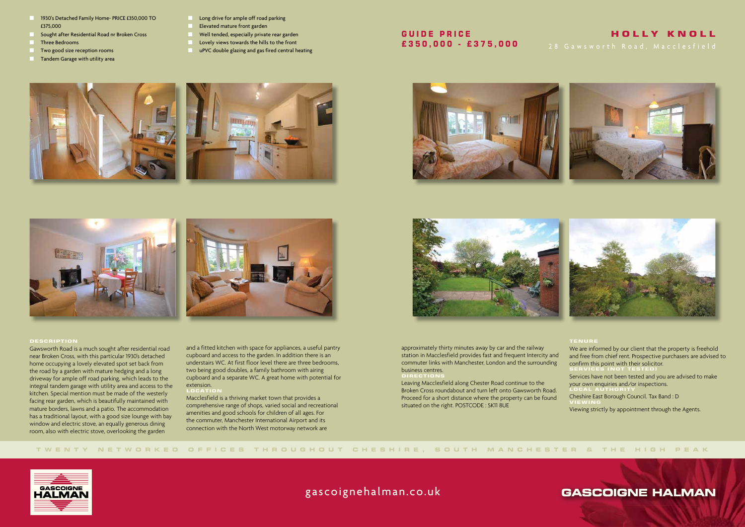- 1930's Detached Family Home- PRICE £350,000 TO £375,000
- Sought after Residential Road nr Broken Cross
- Three Bedrooms
- Two good size reception rooms
- Tandem Garage with utility area
- Long drive for ample off road parking
- Elevated mature front garden
- Well tended, especially private rear garden
- Lovely views towards the hills to the front
- uPVC double glazing and gas fired central heating

# GUIDE PRICE £350,000 - £375,000

# HOLLY KNOLL

28 Gawsworth Road, Macclesfield

## DESCRIPTION

Gawsworth Road is a much sought after residential road near Broken Cross, with this particular 1930's detached home occupying a lovely elevated spot set back from the road by a garden with mature hedging and a long driveway for ample off road parking, which leads to the integral tandem garage with utility area and access to the kitchen. Special mention must be made of the westerly facing rear garden, which is beautifully maintained with mature borders, lawns and a patio. The accommodation has a traditional layout, with a good size lounge with bay window and electric stove, an equally generous dining room, also with electric stove, overlooking the garden and a fitted kitchen with space for appliances, a useful pantry cupboard and access to the garden. In addition there is an understairs WC. At first floor level there are three bedrooms, two being good doubles, a family bathroom with airing cupboard and a separate WC. A great home with potential for extension.

## LOCATION

Macclesfield is a thriving market town that provides a comprehensive range of shops, varied social and recreational amenities and good schools for children of all ages. For the commuter, Manchester International Airport and its connection with the North West motorway network are approximately thirty minutes away by car and the railway station in Macclesfield provides fast and frequent Intercity and commuter links with Manchester, London and the surrounding business centres.

## DIRECTIONS

Leaving Macclesfield along Chester Road continue to the Broken Cross roundabout and turn left onto Gawsworth Road. Proceed for a short distance where the property can be found situated on the right. POSTCODE : SK11 8UE

## TENURE

We are informed by our client that the property is freehold and free from chief rent. Prospective purchasers are advised to confirm this point with their solicitor.

## SERVICES (NOT TESTED)

Services have not been tested and you are advised to make your own enquiries and/or inspections.

## LOCAL AUTHORITY

Cheshire East Borough Council. Tax Band : D

## VIEWING

Viewing strictly by appointment through the Agents.

TWENTY NETWORKED OFFICES THROUGHOUT CHESHIRE, SOUTH MANCHESTER & THE HIGH PEAK

gascoignehalman.co.uk

GASCOIGNE HALMAN